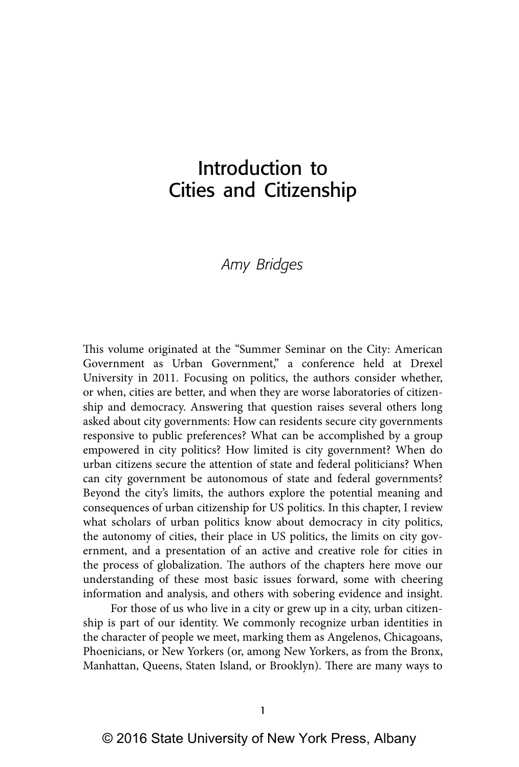# Introduction to Cities and Citizenship

*Amy Bridges*

This volume originated at the "Summer Seminar on the City: American Government as Urban Government," a conference held at Drexel University in 2011. Focusing on politics, the authors consider whether, or when, cities are better, and when they are worse laboratories of citizenship and democracy. Answering that question raises several others long asked about city governments: How can residents secure city governments responsive to public preferences? What can be accomplished by a group empowered in city politics? How limited is city government? When do urban citizens secure the attention of state and federal politicians? When can city government be autonomous of state and federal governments? Beyond the city's limits, the authors explore the potential meaning and consequences of urban citizenship for US politics. In this chapter, I review what scholars of urban politics know about democracy in city politics, the autonomy of cities, their place in US politics, the limits on city government, and a presentation of an active and creative role for cities in the process of globalization. The authors of the chapters here move our understanding of these most basic issues forward, some with cheering information and analysis, and others with sobering evidence and insight.

For those of us who live in a city or grew up in a city, urban citizenship is part of our identity. We commonly recognize urban identities in the character of people we meet, marking them as Angelenos, Chicagoans, Phoenicians, or New Yorkers (or, among New Yorkers, as from the Bronx, Manhattan, Queens, Staten Island, or Brooklyn). There are many ways to

© 2016 State University of New York Press, Albany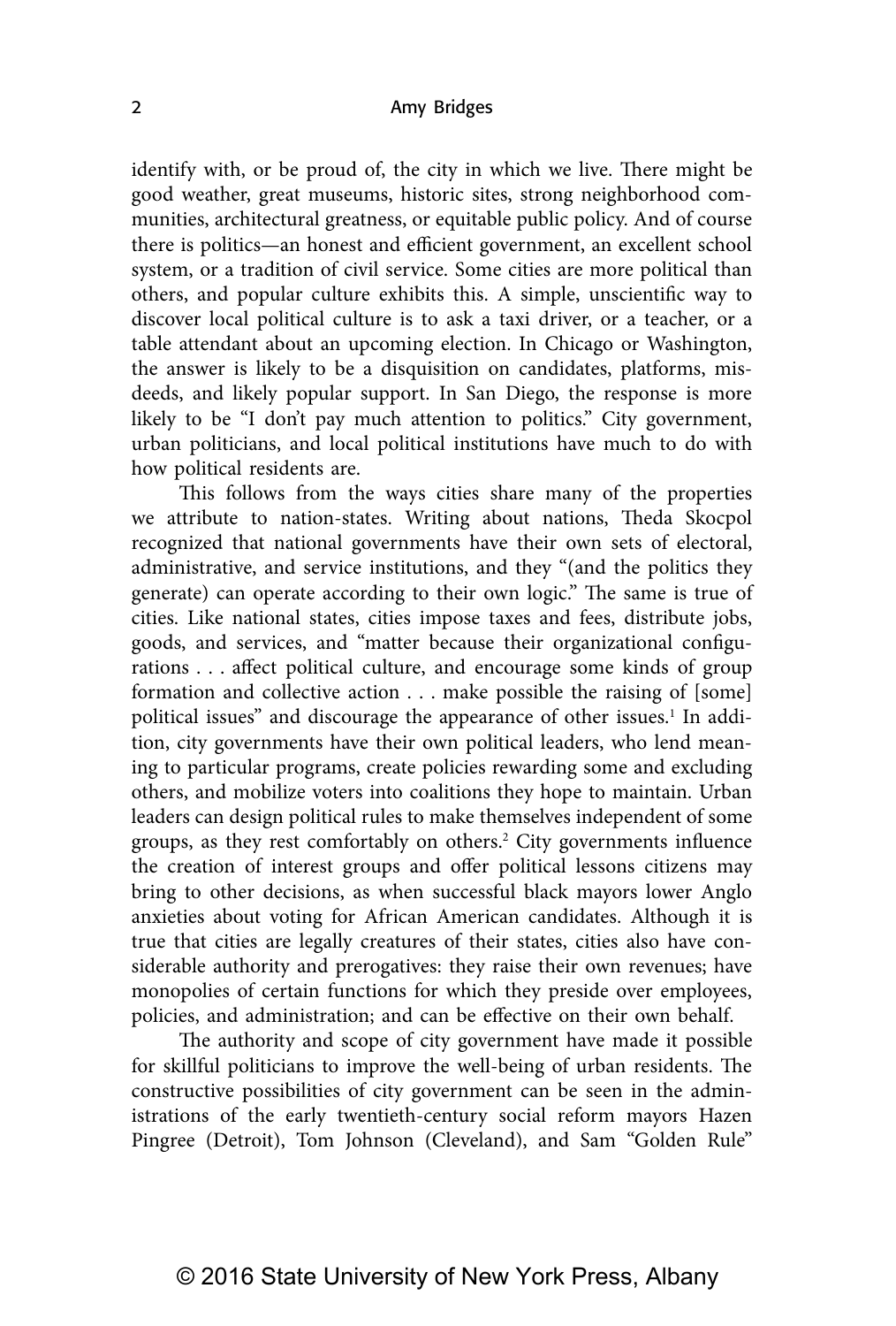identify with, or be proud of, the city in which we live. There might be good weather, great museums, historic sites, strong neighborhood communities, architectural greatness, or equitable public policy. And of course there is politics—an honest and efficient government, an excellent school system, or a tradition of civil service. Some cities are more political than others, and popular culture exhibits this. A simple, unscientific way to discover local political culture is to ask a taxi driver, or a teacher, or a table attendant about an upcoming election. In Chicago or Washington, the answer is likely to be a disquisition on candidates, platforms, misdeeds, and likely popular support. In San Diego, the response is more likely to be "I don't pay much attention to politics." City government, urban politicians, and local political institutions have much to do with how political residents are.

This follows from the ways cities share many of the properties we attribute to nation-states. Writing about nations, Theda Skocpol recognized that national governments have their own sets of electoral, administrative, and service institutions, and they "(and the politics they generate) can operate according to their own logic." The same is true of cities. Like national states, cities impose taxes and fees, distribute jobs, goods, and services, and "matter because their organizational configurations . . . affect political culture, and encourage some kinds of group formation and collective action . . . make possible the raising of [some] political issues" and discourage the appearance of other issues.[1] In addition, city governments have their own political leaders, who lend meaning to particular programs, create policies rewarding some and excluding others, and mobilize voters into coalitions they hope to maintain. Urban leaders can design political rules to make themselves independent of some groups, as they rest comfortably on others.[2] City governments influence the creation of interest groups and offer political lessons citizens may bring to other decisions, as when successful black mayors lower Anglo anxieties about voting for African American candidates. Although it is true that cities are legally creatures of their states, cities also have considerable authority and prerogatives: they raise their own revenues; have monopolies of certain functions for which they preside over employees, policies, and administration; and can be effective on their own behalf.

The authority and scope of city government have made it possible for skillful politicians to improve the well-being of urban residents. The constructive possibilities of city government can be seen in the administrations of the early twentieth-century social reform mayors Hazen Pingree (Detroit), Tom Johnson (Cleveland), and Sam "Golden Rule"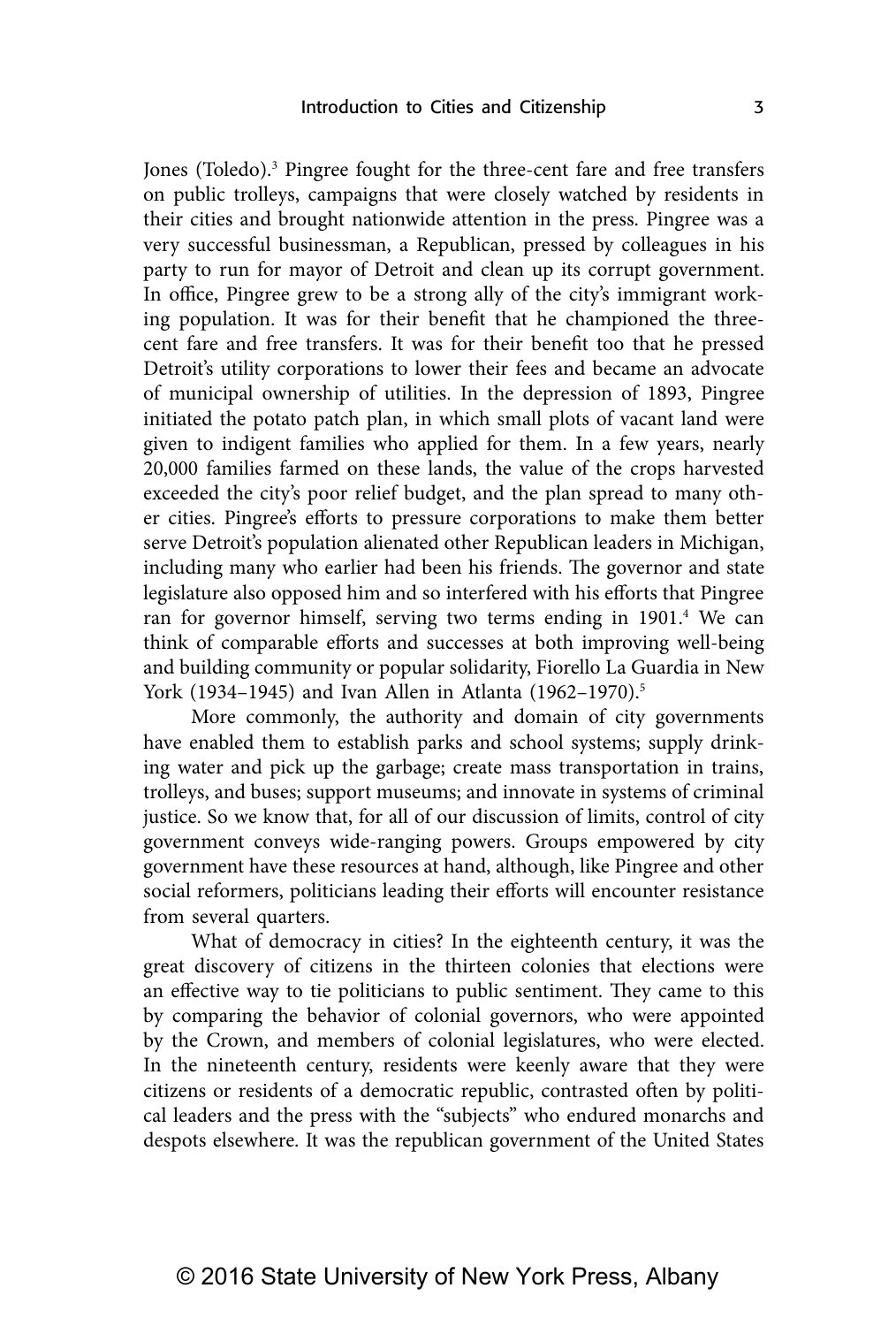Jones (Toledo).[3] Pingree fought for the three-cent fare and free transfers on public trolleys, campaigns that were closely watched by residents in their cities and brought nationwide attention in the press. Pingree was a very successful businessman, a Republican, pressed by colleagues in his party to run for mayor of Detroit and clean up its corrupt government. In office, Pingree grew to be a strong ally of the city's immigrant working population. It was for their benefit that he championed the three-cent fare and free transfers. It was for their benefit too that he pressed Detroit's utility corporations to lower their fees and became an advocate of municipal ownership of utilities. In the depression of 1893, Pingree initiated the potato patch plan, in which small plots of vacant land were given to indigent families who applied for them. In a few years, nearly 20,000 families farmed on these lands, the value of the crops harvested exceeded the city's poor relief budget, and the plan spread to many other cities. Pingree's efforts to pressure corporations to make them better serve Detroit's population alienated other Republican leaders in Michigan, including many who earlier had been his friends. The governor and state legislature also opposed him and so interfered with his efforts that Pingree ran for governor himself, serving two terms ending in 1901.[4] We can think of comparable efforts and successes at both improving well-being and building community or popular solidarity, Fiorello La Guardia in New York (1934–1945) and Ivan Allen in Atlanta (1962–1970).[5]

More commonly, the authority and domain of city governments have enabled them to establish parks and school systems; supply drinking water and pick up the garbage; create mass transportation in trains, trolleys, and buses; support museums; and innovate in systems of criminal justice. So we know that, for all of our discussion of limits, control of city government conveys wide-ranging powers. Groups empowered by city government have these resources at hand, although, like Pingree and other social reformers, politicians leading their efforts will encounter resistance from several quarters.

What of democracy in cities? In the eighteenth century, it was the great discovery of citizens in the thirteen colonies that elections were an effective way to tie politicians to public sentiment. They came to this by comparing the behavior of colonial governors, who were appointed by the Crown, and members of colonial legislatures, who were elected. In the nineteenth century, residents were keenly aware that they were citizens or residents of a democratic republic, contrasted often by political leaders and the press with the "subjects" who endured monarchs and despots elsewhere. It was the republican government of the United States

© 2016 State University of New York Press, Albany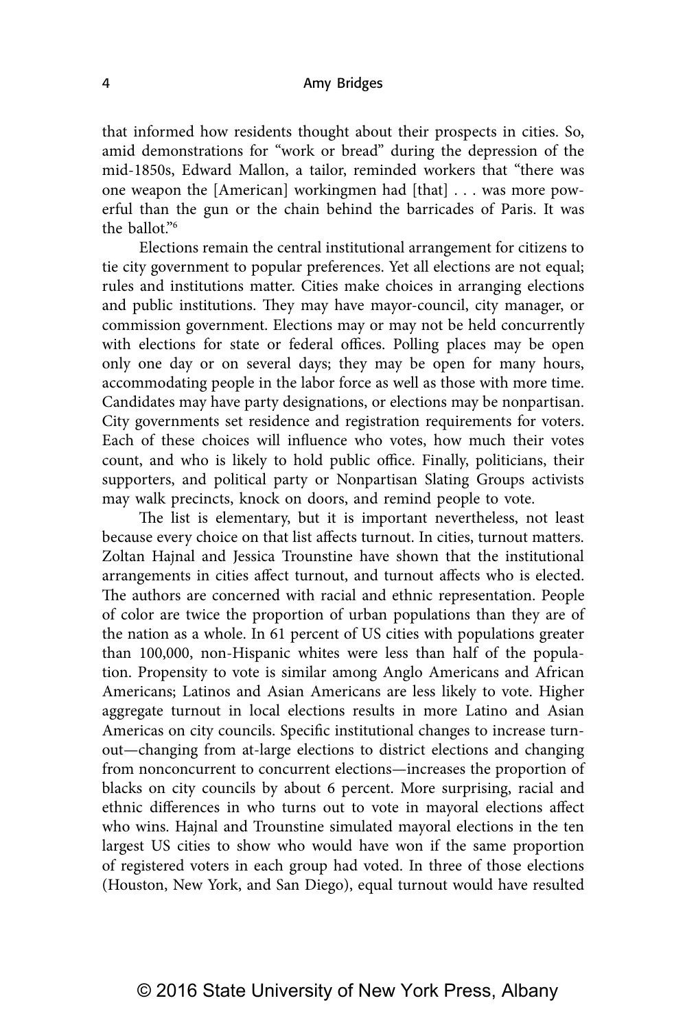that informed how residents thought about their prospects in cities. So, amid demonstrations for "work or bread" during the depression of the mid-1850s, Edward Mallon, a tailor, reminded workers that "there was one weapon the [American] workingmen had [that] . . . was more powerful than the gun or the chain behind the barricades of Paris. It was the ballot."[6]

Elections remain the central institutional arrangement for citizens to tie city government to popular preferences. Yet all elections are not equal; rules and institutions matter. Cities make choices in arranging elections and public institutions. They may have mayor-council, city manager, or commission government. Elections may or may not be held concurrently with elections for state or federal offices. Polling places may be open only one day or on several days; they may be open for many hours, accommodating people in the labor force as well as those with more time. Candidates may have party designations, or elections may be nonpartisan. City governments set residence and registration requirements for voters. Each of these choices will influence who votes, how much their votes count, and who is likely to hold public office. Finally, politicians, their supporters, and political party or Nonpartisan Slating Groups activists may walk precincts, knock on doors, and remind people to vote.

The list is elementary, but it is important nevertheless, not least because every choice on that list affects turnout. In cities, turnout matters. Zoltan Hajnal and Jessica Trounstine have shown that the institutional arrangements in cities affect turnout, and turnout affects who is elected. The authors are concerned with racial and ethnic representation. People of color are twice the proportion of urban populations than they are of the nation as a whole. In 61 percent of US cities with populations greater than 100,000, non-Hispanic whites were less than half of the population. Propensity to vote is similar among Anglo Americans and African Americans; Latinos and Asian Americans are less likely to vote. Higher aggregate turnout in local elections results in more Latino and Asian Americas on city councils. Specific institutional changes to increase turnout—changing from at-large elections to district elections and changing from nonconcurrent to concurrent elections—increases the proportion of blacks on city councils by about 6 percent. More surprising, racial and ethnic differences in who turns out to vote in mayoral elections affect who wins. Hajnal and Trounstine simulated mayoral elections in the ten largest US cities to show who would have won if the same proportion of registered voters in each group had voted. In three of those elections (Houston, New York, and San Diego), equal turnout would have resulted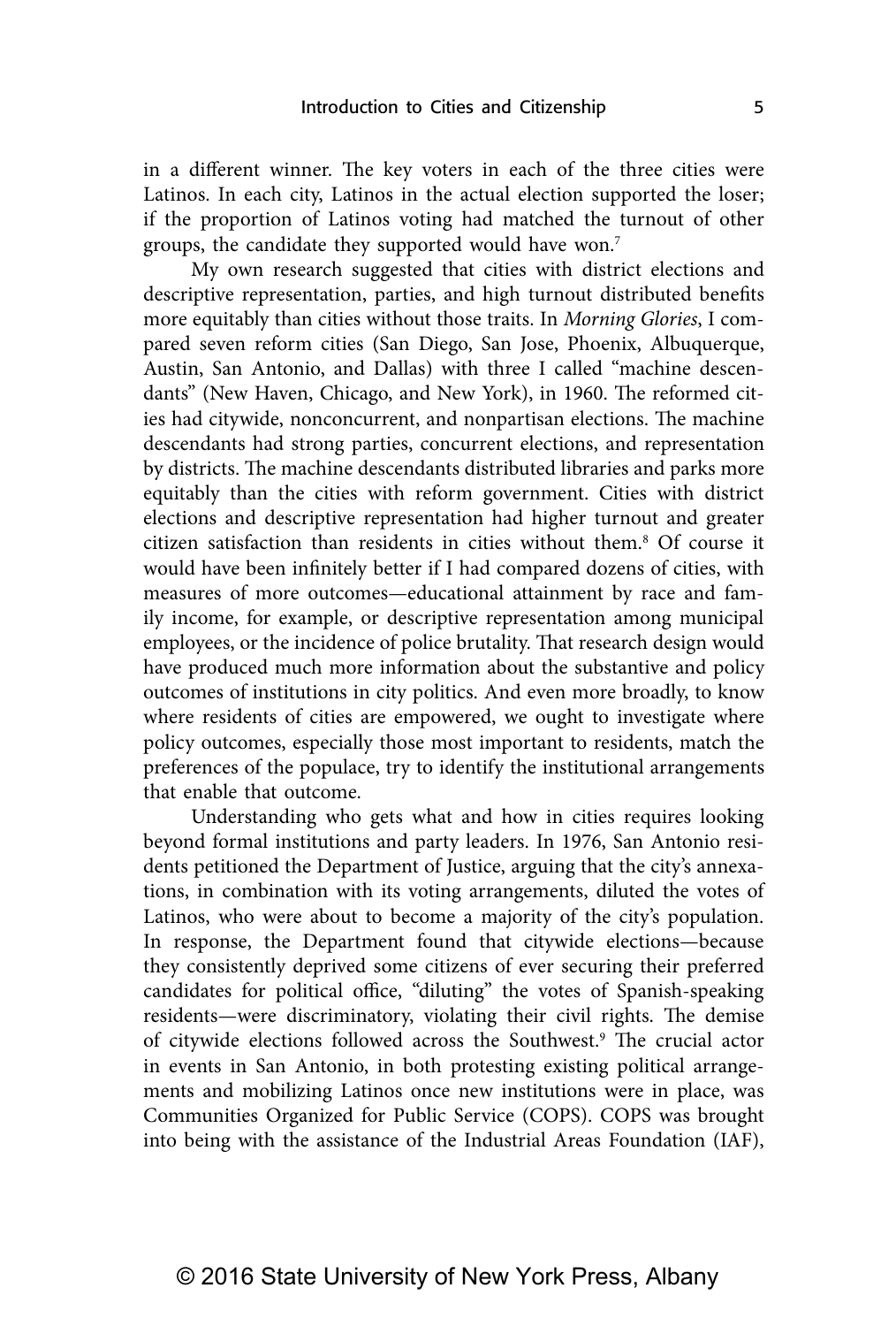in a different winner. The key voters in each of the three cities were Latinos. In each city, Latinos in the actual election supported the loser; if the proportion of Latinos voting had matched the turnout of other groups, the candidate they supported would have won.[7]

My own research suggested that cities with district elections and descriptive representation, parties, and high turnout distributed benefits more equitably than cities without those traits. In *Morning Glories*, I compared seven reform cities (San Diego, San Jose, Phoenix, Albuquerque, Austin, San Antonio, and Dallas) with three I called "machine descendants" (New Haven, Chicago, and New York), in 1960. The reformed cities had citywide, nonconcurrent, and nonpartisan elections. The machine descendants had strong parties, concurrent elections, and representation by districts. The machine descendants distributed libraries and parks more equitably than the cities with reform government. Cities with district elections and descriptive representation had higher turnout and greater citizen satisfaction than residents in cities without them.[8] Of course it would have been infinitely better if I had compared dozens of cities, with measures of more outcomes—educational attainment by race and family income, for example, or descriptive representation among municipal employees, or the incidence of police brutality. That research design would have produced much more information about the substantive and policy outcomes of institutions in city politics. And even more broadly, to know where residents of cities are empowered, we ought to investigate where policy outcomes, especially those most important to residents, match the preferences of the populace, try to identify the institutional arrangements that enable that outcome.

Understanding who gets what and how in cities requires looking beyond formal institutions and party leaders. In 1976, San Antonio residents petitioned the Department of Justice, arguing that the city's annexations, in combination with its voting arrangements, diluted the votes of Latinos, who were about to become a majority of the city's population. In response, the Department found that citywide elections—because they consistently deprived some citizens of ever securing their preferred candidates for political office, "diluting" the votes of Spanish-speaking residents—were discriminatory, violating their civil rights. The demise of citywide elections followed across the Southwest.[9] The crucial actor in events in San Antonio, in both protesting existing political arrangements and mobilizing Latinos once new institutions were in place, was Communities Organized for Public Service (COPS). COPS was brought into being with the assistance of the Industrial Areas Foundation (IAF),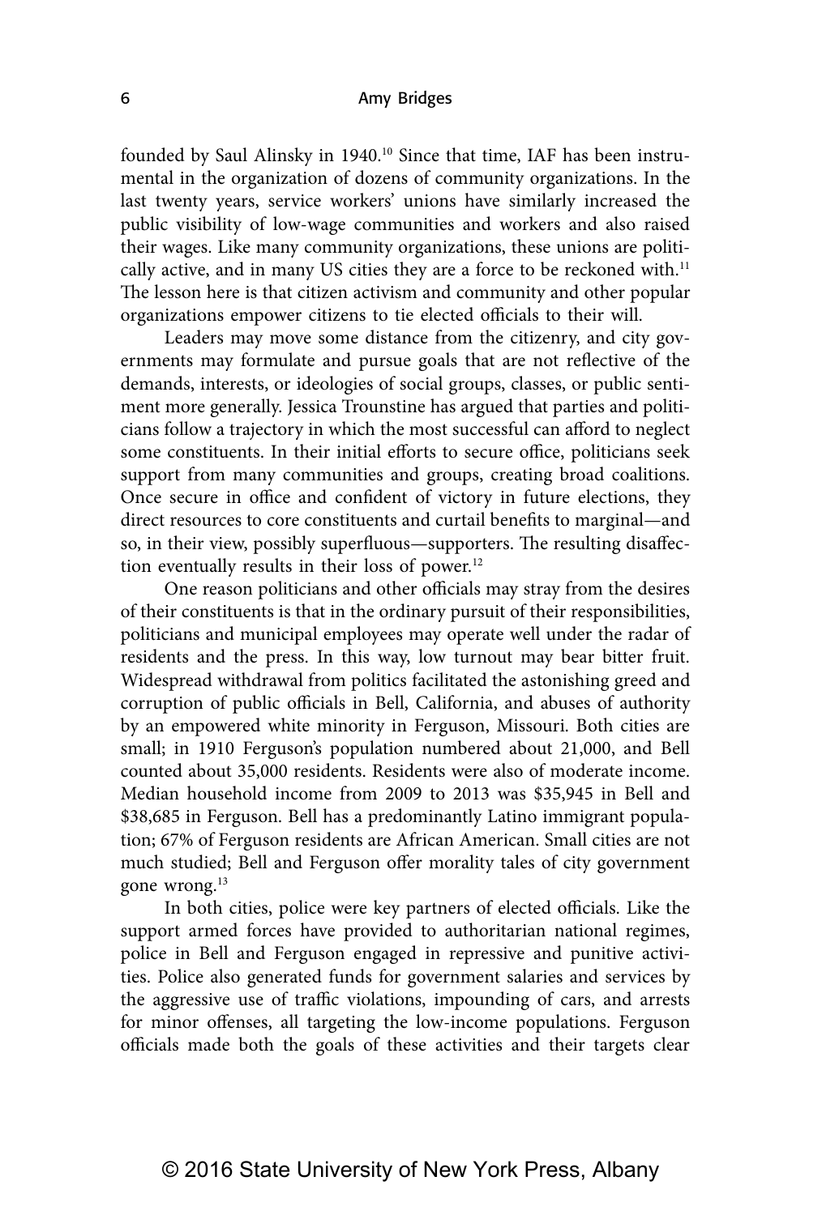founded by Saul Alinsky in 1940.[10] Since that time, IAF has been instrumental in the organization of dozens of community organizations. In the last twenty years, service workers' unions have similarly increased the public visibility of low-wage communities and workers and also raised their wages. Like many community organizations, these unions are politically active, and in many US cities they are a force to be reckoned with.[11] The lesson here is that citizen activism and community and other popular organizations empower citizens to tie elected officials to their will.

Leaders may move some distance from the citizenry, and city governments may formulate and pursue goals that are not reflective of the demands, interests, or ideologies of social groups, classes, or public sentiment more generally. Jessica Trounstine has argued that parties and politicians follow a trajectory in which the most successful can afford to neglect some constituents. In their initial efforts to secure office, politicians seek support from many communities and groups, creating broad coalitions. Once secure in office and confident of victory in future elections, they direct resources to core constituents and curtail benefits to marginal—and so, in their view, possibly superfluous—supporters. The resulting disaffection eventually results in their loss of power.[12]

One reason politicians and other officials may stray from the desires of their constituents is that in the ordinary pursuit of their responsibilities, politicians and municipal employees may operate well under the radar of residents and the press. In this way, low turnout may bear bitter fruit. Widespread withdrawal from politics facilitated the astonishing greed and corruption of public officials in Bell, California, and abuses of authority by an empowered white minority in Ferguson, Missouri. Both cities are small; in 1910 Ferguson's population numbered about 21,000, and Bell counted about 35,000 residents. Residents were also of moderate income. Median household income from 2009 to 2013 was $35,945 in Bell and $38,685 in Ferguson. Bell has a predominantly Latino immigrant population; 67% of Ferguson residents are African American. Small cities are not much studied; Bell and Ferguson offer morality tales of city government gone wrong.[13]

In both cities, police were key partners of elected officials. Like the support armed forces have provided to authoritarian national regimes, police in Bell and Ferguson engaged in repressive and punitive activities. Police also generated funds for government salaries and services by the aggressive use of traffic violations, impounding of cars, and arrests for minor offenses, all targeting the low-income populations. Ferguson officials made both the goals of these activities and their targets clear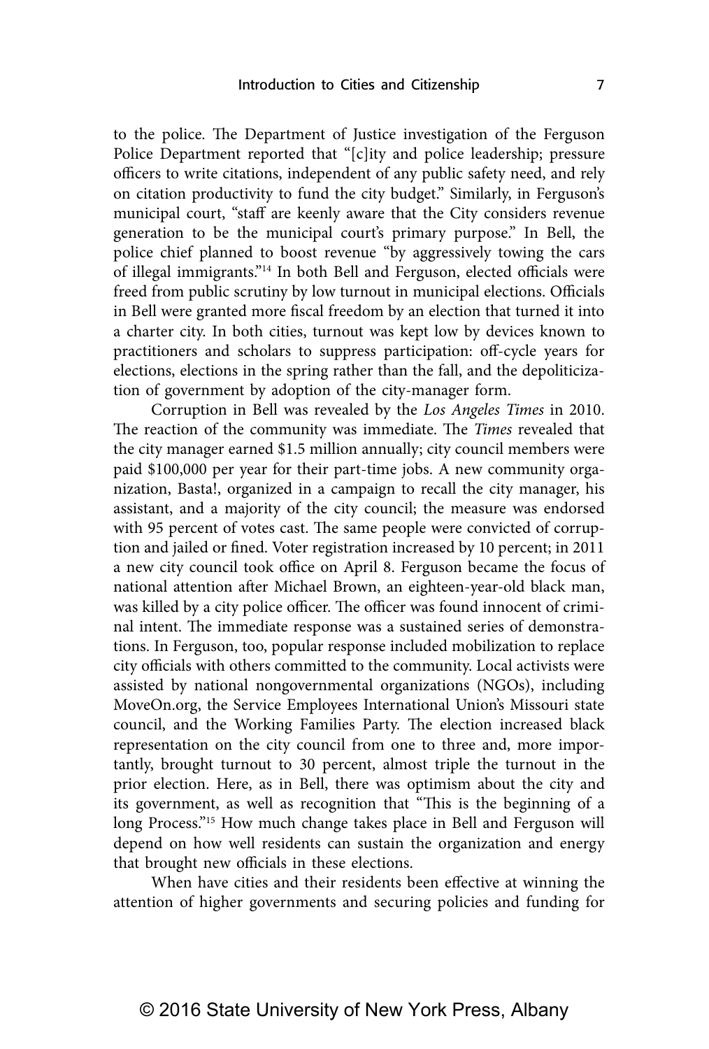to the police. The Department of Justice investigation of the Ferguson Police Department reported that "[c]ity and police leadership; pressure officers to write citations, independent of any public safety need, and rely on citation productivity to fund the city budget." Similarly, in Ferguson's municipal court, "staff are keenly aware that the City considers revenue generation to be the municipal court's primary purpose." In Bell, the police chief planned to boost revenue "by aggressively towing the cars of illegal immigrants."[14] In both Bell and Ferguson, elected officials were freed from public scrutiny by low turnout in municipal elections. Officials in Bell were granted more fiscal freedom by an election that turned it into a charter city. In both cities, turnout was kept low by devices known to practitioners and scholars to suppress participation: off-cycle years for elections, elections in the spring rather than the fall, and the depoliticization of government by adoption of the city-manager form.

Corruption in Bell was revealed by the *Los Angeles Times* in 2010. The reaction of the community was immediate. The *Times* revealed that the city manager earned $1.5 million annually; city council members were paid $100,000 per year for their part-time jobs. A new community organization, Basta!, organized in a campaign to recall the city manager, his assistant, and a majority of the city council; the measure was endorsed with 95 percent of votes cast. The same people were convicted of corruption and jailed or fined. Voter registration increased by 10 percent; in 2011 a new city council took office on April 8. Ferguson became the focus of national attention after Michael Brown, an eighteen-year-old black man, was killed by a city police officer. The officer was found innocent of criminal intent. The immediate response was a sustained series of demonstrations. In Ferguson, too, popular response included mobilization to replace city officials with others committed to the community. Local activists were assisted by national nongovernmental organizations (NGOs), including MoveOn.org, the Service Employees International Union's Missouri state council, and the Working Families Party. The election increased black representation on the city council from one to three and, more importantly, brought turnout to 30 percent, almost triple the turnout in the prior election. Here, as in Bell, there was optimism about the city and its government, as well as recognition that "This is the beginning of a long Process."[15] How much change takes place in Bell and Ferguson will depend on how well residents can sustain the organization and energy that brought new officials in these elections.

When have cities and their residents been effective at winning the attention of higher governments and securing policies and funding for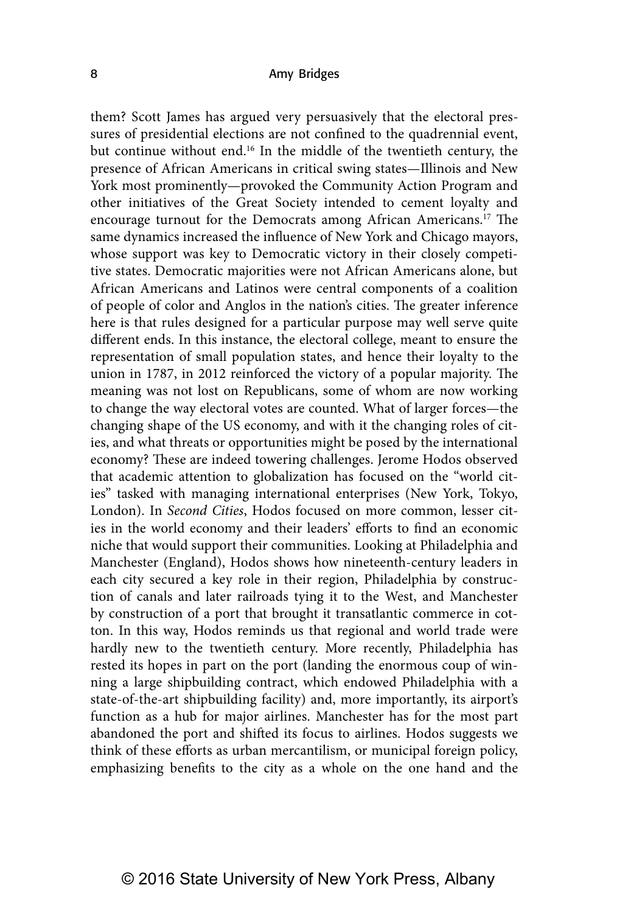them? Scott James has argued very persuasively that the electoral pressures of presidential elections are not confined to the quadrennial event, but continue without end.[16] In the middle of the twentieth century, the presence of African Americans in critical swing states—Illinois and New York most prominently—provoked the Community Action Program and other initiatives of the Great Society intended to cement loyalty and encourage turnout for the Democrats among African Americans.[17] The same dynamics increased the influence of New York and Chicago mayors, whose support was key to Democratic victory in their closely competitive states. Democratic majorities were not African Americans alone, but African Americans and Latinos were central components of a coalition of people of color and Anglos in the nation's cities. The greater inference here is that rules designed for a particular purpose may well serve quite different ends. In this instance, the electoral college, meant to ensure the representation of small population states, and hence their loyalty to the union in 1787, in 2012 reinforced the victory of a popular majority. The meaning was not lost on Republicans, some of whom are now working to change the way electoral votes are counted. What of larger forces—the changing shape of the US economy, and with it the changing roles of cities, and what threats or opportunities might be posed by the international economy? These are indeed towering challenges. Jerome Hodos observed that academic attention to globalization has focused on the "world cities" tasked with managing international enterprises (New York, Tokyo, London). In *Second Cities*, Hodos focused on more common, lesser cities in the world economy and their leaders' efforts to find an economic niche that would support their communities. Looking at Philadelphia and Manchester (England), Hodos shows how nineteenth-century leaders in each city secured a key role in their region, Philadelphia by construction of canals and later railroads tying it to the West, and Manchester by construction of a port that brought it transatlantic commerce in cotton. In this way, Hodos reminds us that regional and world trade were hardly new to the twentieth century. More recently, Philadelphia has rested its hopes in part on the port (landing the enormous coup of winning a large shipbuilding contract, which endowed Philadelphia with a state-of-the-art shipbuilding facility) and, more importantly, its airport's function as a hub for major airlines. Manchester has for the most part abandoned the port and shifted its focus to airlines. Hodos suggests we think of these efforts as urban mercantilism, or municipal foreign policy, emphasizing benefits to the city as a whole on the one hand and the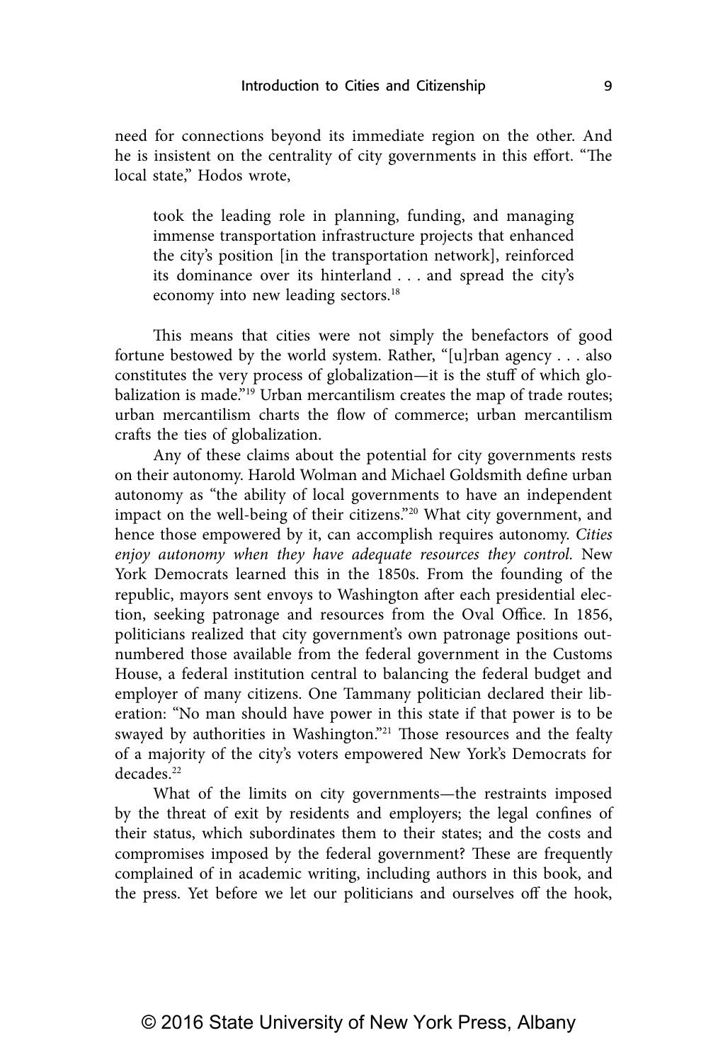need for connections beyond its immediate region on the other. And he is insistent on the centrality of city governments in this effort. "The local state," Hodos wrote,

> took the leading role in planning, funding, and managing immense transportation infrastructure projects that enhanced the city's position [in the transportation network], reinforced its dominance over its hinterland . . . and spread the city's economy into new leading sectors.[18]

This means that cities were not simply the benefactors of good fortune bestowed by the world system. Rather, "[u]rban agency . . . also constitutes the very process of globalization—it is the stuff of which globalization is made."[19] Urban mercantilism creates the map of trade routes; urban mercantilism charts the flow of commerce; urban mercantilism crafts the ties of globalization.

Any of these claims about the potential for city governments rests on their autonomy. Harold Wolman and Michael Goldsmith define urban autonomy as "the ability of local governments to have an independent impact on the well-being of their citizens."[20] What city government, and hence those empowered by it, can accomplish requires autonomy. *Cities enjoy autonomy when they have adequate resources they control.* New York Democrats learned this in the 1850s. From the founding of the republic, mayors sent envoys to Washington after each presidential election, seeking patronage and resources from the Oval Office. In 1856, politicians realized that city government's own patronage positions outnumbered those available from the federal government in the Customs House, a federal institution central to balancing the federal budget and employer of many citizens. One Tammany politician declared their liberation: "No man should have power in this state if that power is to be swayed by authorities in Washington."[21] Those resources and the fealty of a majority of the city's voters empowered New York's Democrats for decades.[22]

What of the limits on city governments—the restraints imposed by the threat of exit by residents and employers; the legal confines of their status, which subordinates them to their states; and the costs and compromises imposed by the federal government? These are frequently complained of in academic writing, including authors in this book, and the press. Yet before we let our politicians and ourselves off the hook,

© 2016 State University of New York Press, Albany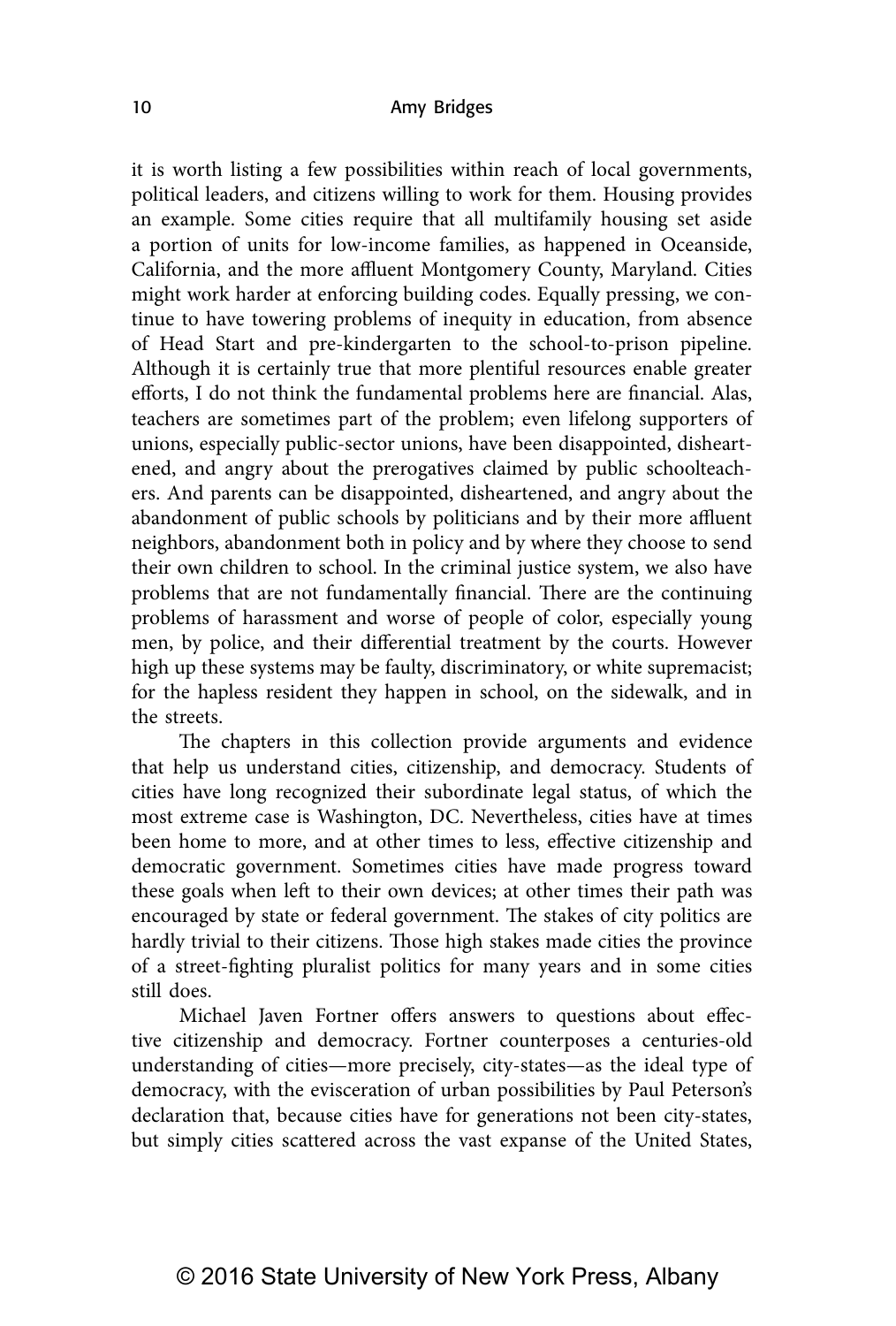it is worth listing a few possibilities within reach of local governments, political leaders, and citizens willing to work for them. Housing provides an example. Some cities require that all multifamily housing set aside a portion of units for low-income families, as happened in Oceanside, California, and the more affluent Montgomery County, Maryland. Cities might work harder at enforcing building codes. Equally pressing, we continue to have towering problems of inequity in education, from absence of Head Start and pre-kindergarten to the school-to-prison pipeline. Although it is certainly true that more plentiful resources enable greater efforts, I do not think the fundamental problems here are financial. Alas, teachers are sometimes part of the problem; even lifelong supporters of unions, especially public-sector unions, have been disappointed, disheartened, and angry about the prerogatives claimed by public schoolteachers. And parents can be disappointed, disheartened, and angry about the abandonment of public schools by politicians and by their more affluent neighbors, abandonment both in policy and by where they choose to send their own children to school. In the criminal justice system, we also have problems that are not fundamentally financial. There are the continuing problems of harassment and worse of people of color, especially young men, by police, and their differential treatment by the courts. However high up these systems may be faulty, discriminatory, or white supremacist; for the hapless resident they happen in school, on the sidewalk, and in the streets.

The chapters in this collection provide arguments and evidence that help us understand cities, citizenship, and democracy. Students of cities have long recognized their subordinate legal status, of which the most extreme case is Washington, DC. Nevertheless, cities have at times been home to more, and at other times to less, effective citizenship and democratic government. Sometimes cities have made progress toward these goals when left to their own devices; at other times their path was encouraged by state or federal government. The stakes of city politics are hardly trivial to their citizens. Those high stakes made cities the province of a street-fighting pluralist politics for many years and in some cities still does.

Michael Javen Fortner offers answers to questions about effective citizenship and democracy. Fortner counterposes a centuries-old understanding of cities—more precisely, city-states—as the ideal type of democracy, with the evisceration of urban possibilities by Paul Peterson's declaration that, because cities have for generations not been city-states, but simply cities scattered across the vast expanse of the United States,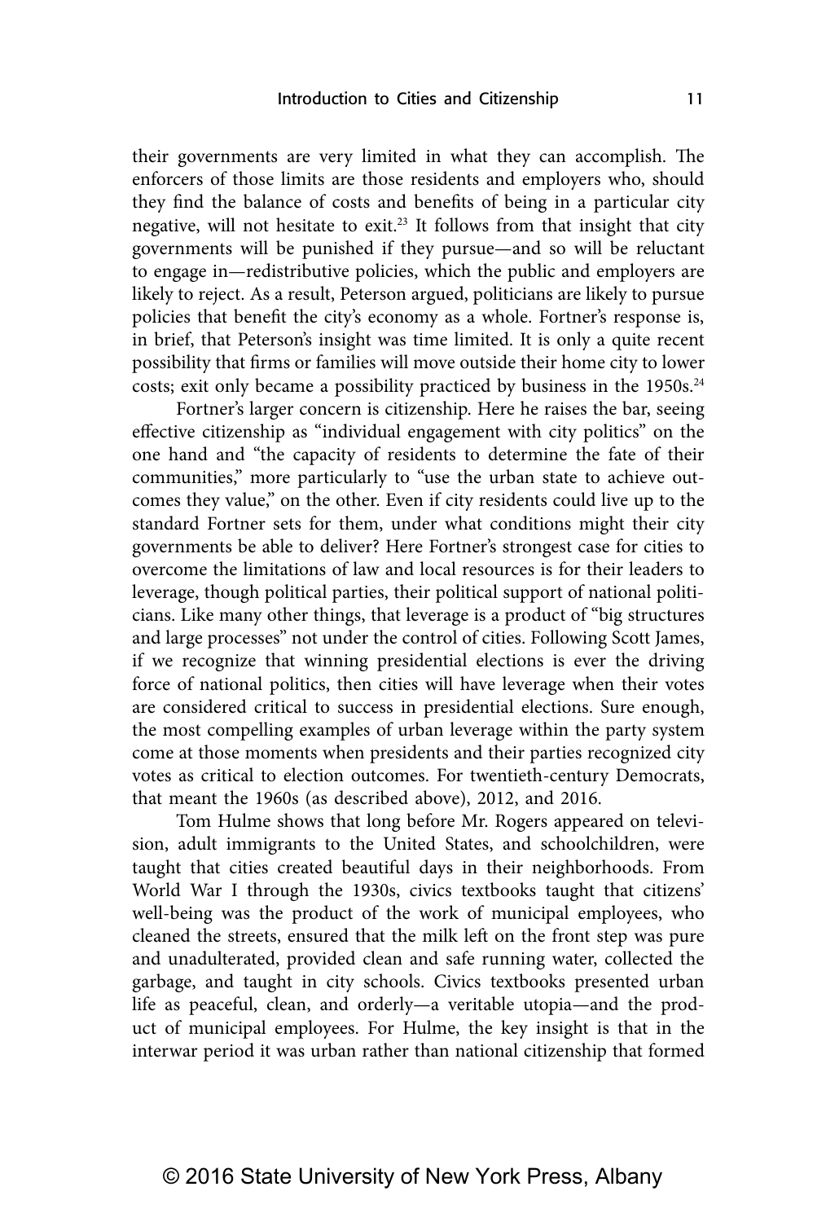their governments are very limited in what they can accomplish. The enforcers of those limits are those residents and employers who, should they find the balance of costs and benefits of being in a particular city negative, will not hesitate to exit.[23] It follows from that insight that city governments will be punished if they pursue—and so will be reluctant to engage in—redistributive policies, which the public and employers are likely to reject. As a result, Peterson argued, politicians are likely to pursue policies that benefit the city's economy as a whole. Fortner's response is, in brief, that Peterson's insight was time limited. It is only a quite recent possibility that firms or families will move outside their home city to lower costs; exit only became a possibility practiced by business in the 1950s.[24]

Fortner's larger concern is citizenship. Here he raises the bar, seeing effective citizenship as "individual engagement with city politics" on the one hand and "the capacity of residents to determine the fate of their communities," more particularly to "use the urban state to achieve outcomes they value," on the other. Even if city residents could live up to the standard Fortner sets for them, under what conditions might their city governments be able to deliver? Here Fortner's strongest case for cities to overcome the limitations of law and local resources is for their leaders to leverage, though political parties, their political support of national politicians. Like many other things, that leverage is a product of "big structures and large processes" not under the control of cities. Following Scott James, if we recognize that winning presidential elections is ever the driving force of national politics, then cities will have leverage when their votes are considered critical to success in presidential elections. Sure enough, the most compelling examples of urban leverage within the party system come at those moments when presidents and their parties recognized city votes as critical to election outcomes. For twentieth-century Democrats, that meant the 1960s (as described above), 2012, and 2016.

Tom Hulme shows that long before Mr. Rogers appeared on television, adult immigrants to the United States, and schoolchildren, were taught that cities created beautiful days in their neighborhoods. From World War I through the 1930s, civics textbooks taught that citizens' well-being was the product of the work of municipal employees, who cleaned the streets, ensured that the milk left on the front step was pure and unadulterated, provided clean and safe running water, collected the garbage, and taught in city schools. Civics textbooks presented urban life as peaceful, clean, and orderly—a veritable utopia—and the product of municipal employees. For Hulme, the key insight is that in the interwar period it was urban rather than national citizenship that formed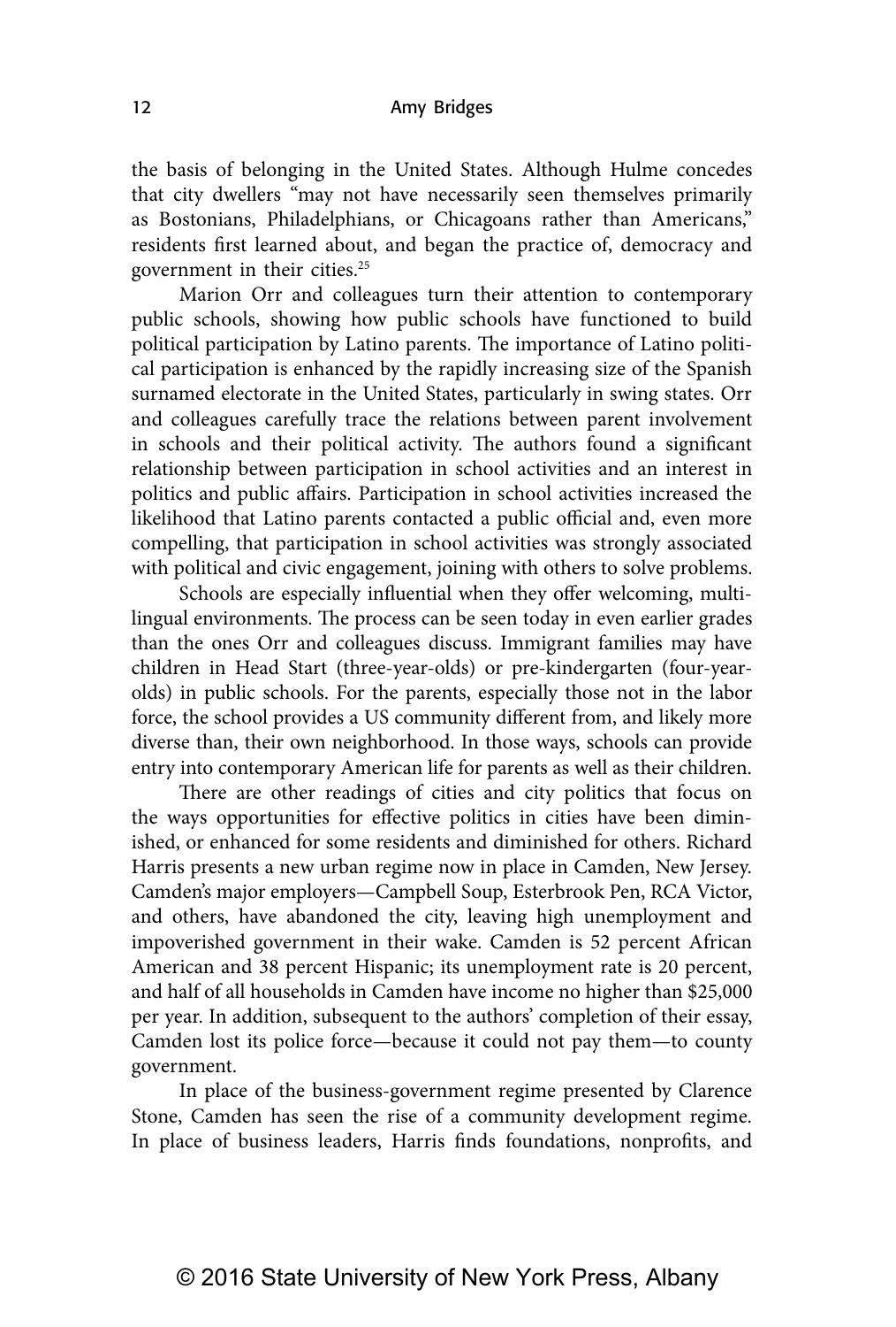the basis of belonging in the United States. Although Hulme concedes that city dwellers "may not have necessarily seen themselves primarily as Bostonians, Philadelphians, or Chicagoans rather than Americans," residents first learned about, and began the practice of, democracy and government in their cities.[25]

Marion Orr and colleagues turn their attention to contemporary public schools, showing how public schools have functioned to build political participation by Latino parents. The importance of Latino political participation is enhanced by the rapidly increasing size of the Spanish surnamed electorate in the United States, particularly in swing states. Orr and colleagues carefully trace the relations between parent involvement in schools and their political activity. The authors found a significant relationship between participation in school activities and an interest in politics and public affairs. Participation in school activities increased the likelihood that Latino parents contacted a public official and, even more compelling, that participation in school activities was strongly associated with political and civic engagement, joining with others to solve problems.

Schools are especially influential when they offer welcoming, multilingual environments. The process can be seen today in even earlier grades than the ones Orr and colleagues discuss. Immigrant families may have children in Head Start (three-year-olds) or pre-kindergarten (four-year-olds) in public schools. For the parents, especially those not in the labor force, the school provides a US community different from, and likely more diverse than, their own neighborhood. In those ways, schools can provide entry into contemporary American life for parents as well as their children.

There are other readings of cities and city politics that focus on the ways opportunities for effective politics in cities have been diminished, or enhanced for some residents and diminished for others. Richard Harris presents a new urban regime now in place in Camden, New Jersey. Camden's major employers—Campbell Soup, Esterbrook Pen, RCA Victor, and others, have abandoned the city, leaving high unemployment and impoverished government in their wake. Camden is 52 percent African American and 38 percent Hispanic; its unemployment rate is 20 percent, and half of all households in Camden have income no higher than $25,000 per year. In addition, subsequent to the authors' completion of their essay, Camden lost its police force—because it could not pay them—to county government.

In place of the business-government regime presented by Clarence Stone, Camden has seen the rise of a community development regime. In place of business leaders, Harris finds foundations, nonprofits, and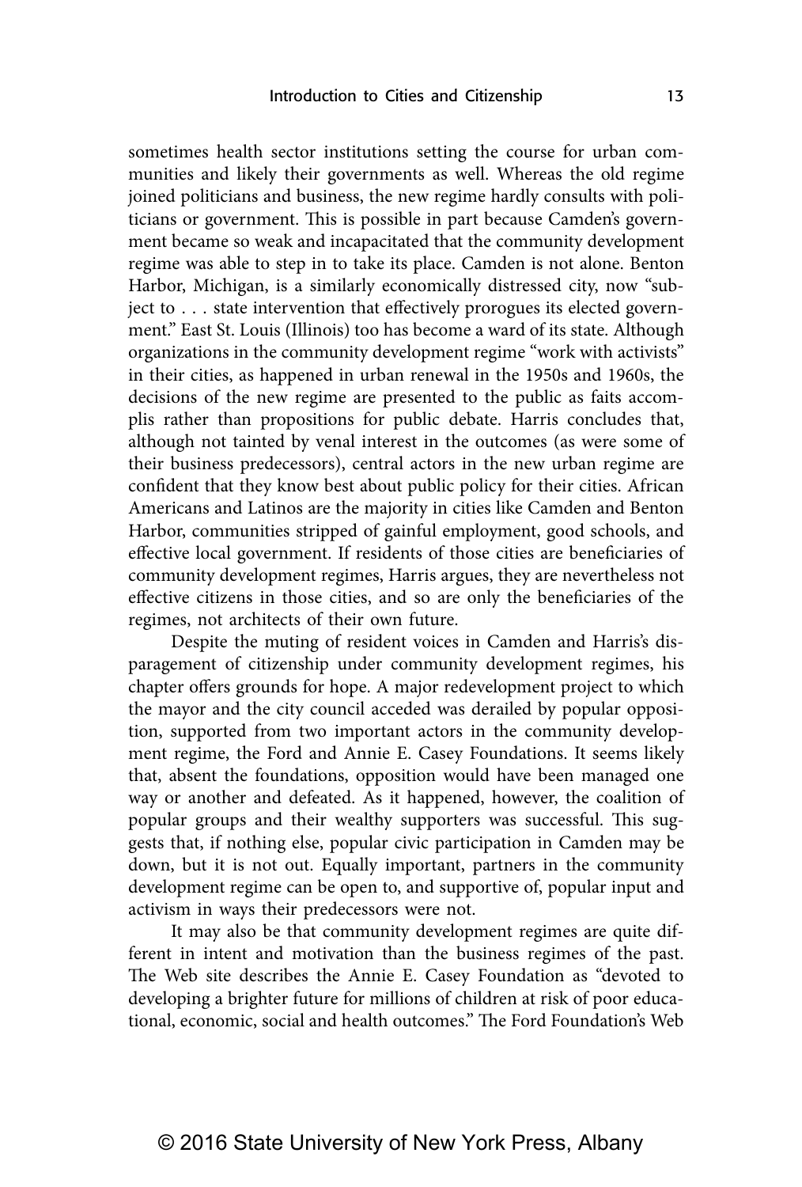sometimes health sector institutions setting the course for urban communities and likely their governments as well. Whereas the old regime joined politicians and business, the new regime hardly consults with politicians or government. This is possible in part because Camden's government became so weak and incapacitated that the community development regime was able to step in to take its place. Camden is not alone. Benton Harbor, Michigan, is a similarly economically distressed city, now "subject to . . . state intervention that effectively prorogues its elected government." East St. Louis (Illinois) too has become a ward of its state. Although organizations in the community development regime "work with activists" in their cities, as happened in urban renewal in the 1950s and 1960s, the decisions of the new regime are presented to the public as faits accomplis rather than propositions for public debate. Harris concludes that, although not tainted by venal interest in the outcomes (as were some of their business predecessors), central actors in the new urban regime are confident that they know best about public policy for their cities. African Americans and Latinos are the majority in cities like Camden and Benton Harbor, communities stripped of gainful employment, good schools, and effective local government. If residents of those cities are beneficiaries of community development regimes, Harris argues, they are nevertheless not effective citizens in those cities, and so are only the beneficiaries of the regimes, not architects of their own future.

Despite the muting of resident voices in Camden and Harris's disparagement of citizenship under community development regimes, his chapter offers grounds for hope. A major redevelopment project to which the mayor and the city council acceded was derailed by popular opposition, supported from two important actors in the community development regime, the Ford and Annie E. Casey Foundations. It seems likely that, absent the foundations, opposition would have been managed one way or another and defeated. As it happened, however, the coalition of popular groups and their wealthy supporters was successful. This suggests that, if nothing else, popular civic participation in Camden may be down, but it is not out. Equally important, partners in the community development regime can be open to, and supportive of, popular input and activism in ways their predecessors were not.

It may also be that community development regimes are quite different in intent and motivation than the business regimes of the past. The Web site describes the Annie E. Casey Foundation as "devoted to developing a brighter future for millions of children at risk of poor educational, economic, social and health outcomes." The Ford Foundation's Web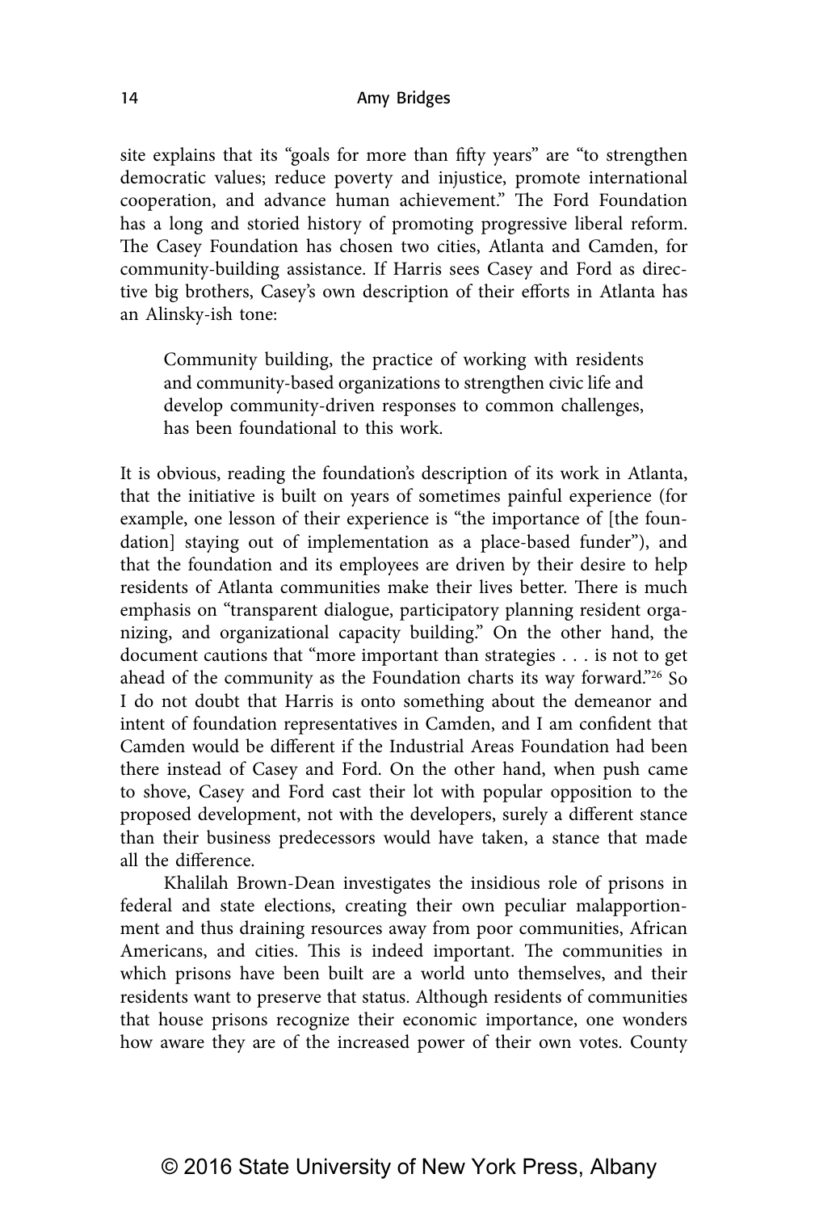site explains that its "goals for more than fifty years" are "to strengthen democratic values; reduce poverty and injustice, promote international cooperation, and advance human achievement." The Ford Foundation has a long and storied history of promoting progressive liberal reform. The Casey Foundation has chosen two cities, Atlanta and Camden, for community-building assistance. If Harris sees Casey and Ford as directive big brothers, Casey's own description of their efforts in Atlanta has an Alinsky-ish tone:

> Community building, the practice of working with residents and community-based organizations to strengthen civic life and develop community-driven responses to common challenges, has been foundational to this work.

It is obvious, reading the foundation's description of its work in Atlanta, that the initiative is built on years of sometimes painful experience (for example, one lesson of their experience is "the importance of [the foundation] staying out of implementation as a place-based funder"), and that the foundation and its employees are driven by their desire to help residents of Atlanta communities make their lives better. There is much emphasis on "transparent dialogue, participatory planning resident organizing, and organizational capacity building." On the other hand, the document cautions that "more important than strategies . . . is not to get ahead of the community as the Foundation charts its way forward."[26] So I do not doubt that Harris is onto something about the demeanor and intent of foundation representatives in Camden, and I am confident that Camden would be different if the Industrial Areas Foundation had been there instead of Casey and Ford. On the other hand, when push came to shove, Casey and Ford cast their lot with popular opposition to the proposed development, not with the developers, surely a different stance than their business predecessors would have taken, a stance that made all the difference.

Khalilah Brown-Dean investigates the insidious role of prisons in federal and state elections, creating their own peculiar malapportionment and thus draining resources away from poor communities, African Americans, and cities. This is indeed important. The communities in which prisons have been built are a world unto themselves, and their residents want to preserve that status. Although residents of communities that house prisons recognize their economic importance, one wonders how aware they are of the increased power of their own votes. County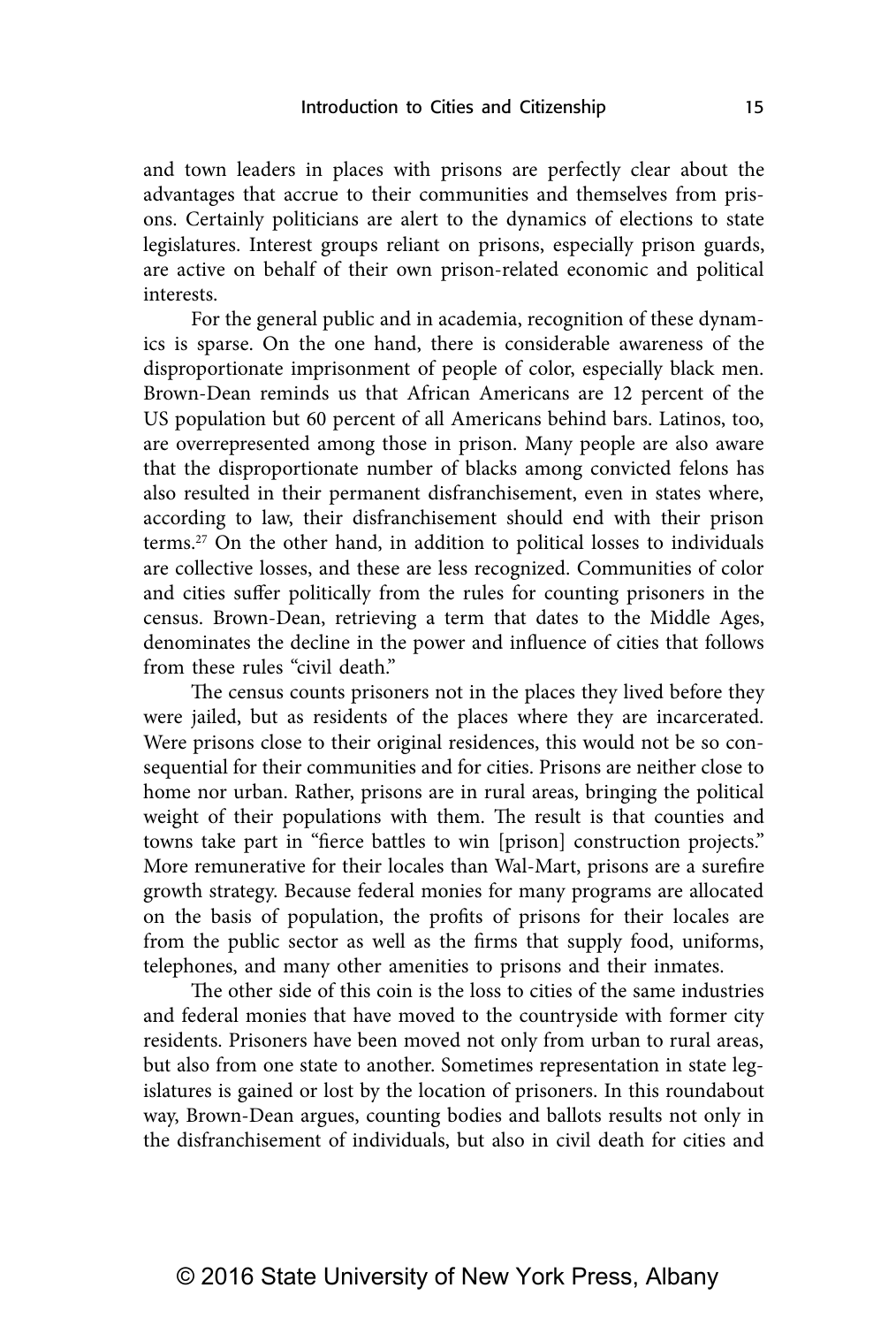and town leaders in places with prisons are perfectly clear about the advantages that accrue to their communities and themselves from prisons. Certainly politicians are alert to the dynamics of elections to state legislatures. Interest groups reliant on prisons, especially prison guards, are active on behalf of their own prison-related economic and political interests.

For the general public and in academia, recognition of these dynamics is sparse. On the one hand, there is considerable awareness of the disproportionate imprisonment of people of color, especially black men. Brown-Dean reminds us that African Americans are 12 percent of the US population but 60 percent of all Americans behind bars. Latinos, too, are overrepresented among those in prison. Many people are also aware that the disproportionate number of blacks among convicted felons has also resulted in their permanent disfranchisement, even in states where, according to law, their disfranchisement should end with their prison terms.[27] On the other hand, in addition to political losses to individuals are collective losses, and these are less recognized. Communities of color and cities suffer politically from the rules for counting prisoners in the census. Brown-Dean, retrieving a term that dates to the Middle Ages, denominates the decline in the power and influence of cities that follows from these rules "civil death."

The census counts prisoners not in the places they lived before they were jailed, but as residents of the places where they are incarcerated. Were prisons close to their original residences, this would not be so consequential for their communities and for cities. Prisons are neither close to home nor urban. Rather, prisons are in rural areas, bringing the political weight of their populations with them. The result is that counties and towns take part in "fierce battles to win [prison] construction projects." More remunerative for their locales than Wal-Mart, prisons are a surefire growth strategy. Because federal monies for many programs are allocated on the basis of population, the profits of prisons for their locales are from the public sector as well as the firms that supply food, uniforms, telephones, and many other amenities to prisons and their inmates.

The other side of this coin is the loss to cities of the same industries and federal monies that have moved to the countryside with former city residents. Prisoners have been moved not only from urban to rural areas, but also from one state to another. Sometimes representation in state legislatures is gained or lost by the location of prisoners. In this roundabout way, Brown-Dean argues, counting bodies and ballots results not only in the disfranchisement of individuals, but also in civil death for cities and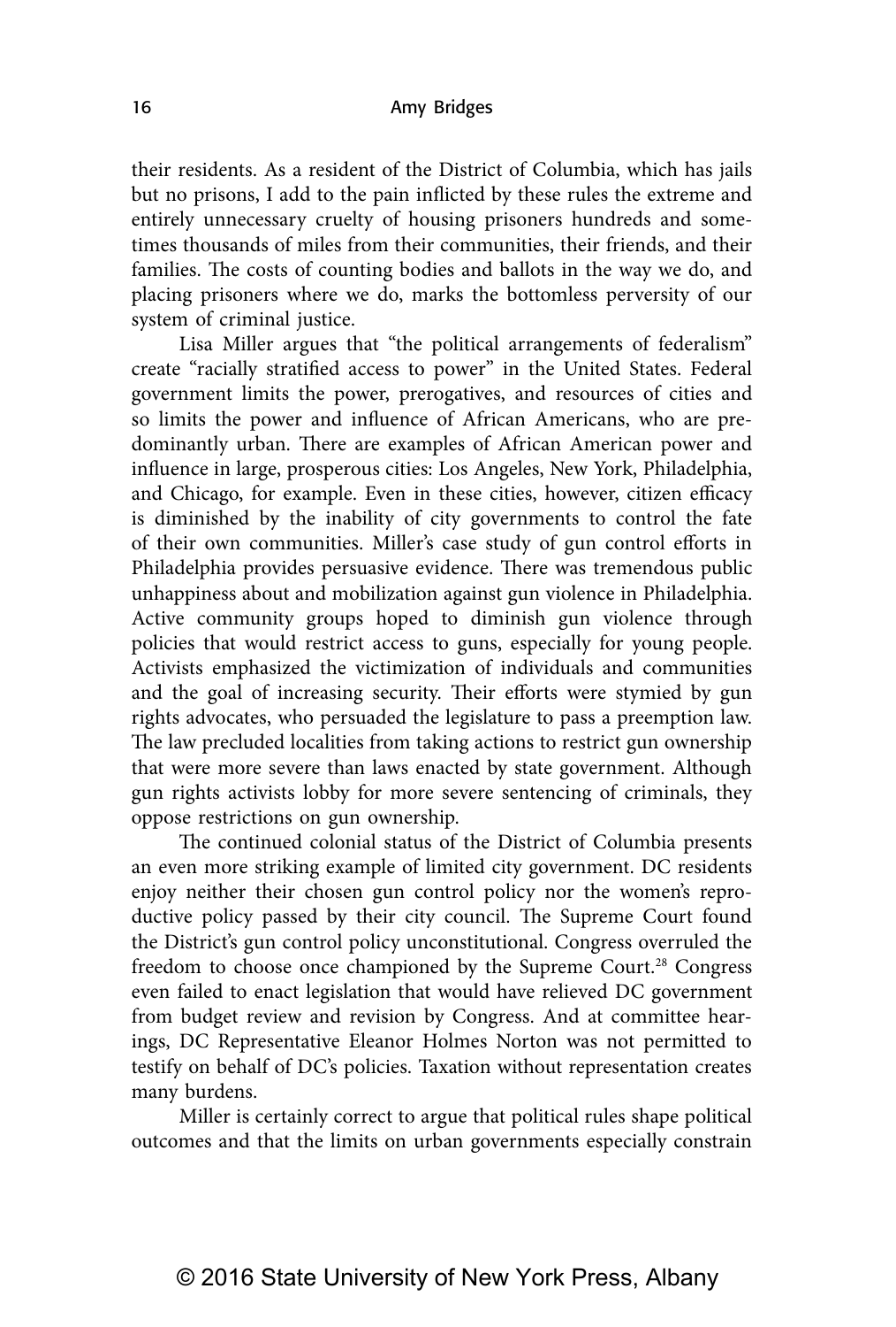their residents. As a resident of the District of Columbia, which has jails but no prisons, I add to the pain inflicted by these rules the extreme and entirely unnecessary cruelty of housing prisoners hundreds and sometimes thousands of miles from their communities, their friends, and their families. The costs of counting bodies and ballots in the way we do, and placing prisoners where we do, marks the bottomless perversity of our system of criminal justice.

Lisa Miller argues that "the political arrangements of federalism" create "racially stratified access to power" in the United States. Federal government limits the power, prerogatives, and resources of cities and so limits the power and influence of African Americans, who are predominantly urban. There are examples of African American power and influence in large, prosperous cities: Los Angeles, New York, Philadelphia, and Chicago, for example. Even in these cities, however, citizen efficacy is diminished by the inability of city governments to control the fate of their own communities. Miller's case study of gun control efforts in Philadelphia provides persuasive evidence. There was tremendous public unhappiness about and mobilization against gun violence in Philadelphia. Active community groups hoped to diminish gun violence through policies that would restrict access to guns, especially for young people. Activists emphasized the victimization of individuals and communities and the goal of increasing security. Their efforts were stymied by gun rights advocates, who persuaded the legislature to pass a preemption law. The law precluded localities from taking actions to restrict gun ownership that were more severe than laws enacted by state government. Although gun rights activists lobby for more severe sentencing of criminals, they oppose restrictions on gun ownership.

The continued colonial status of the District of Columbia presents an even more striking example of limited city government. DC residents enjoy neither their chosen gun control policy nor the women's reproductive policy passed by their city council. The Supreme Court found the District's gun control policy unconstitutional. Congress overruled the freedom to choose once championed by the Supreme Court.[28] Congress even failed to enact legislation that would have relieved DC government from budget review and revision by Congress. And at committee hearings, DC Representative Eleanor Holmes Norton was not permitted to testify on behalf of DC's policies. Taxation without representation creates many burdens.

Miller is certainly correct to argue that political rules shape political outcomes and that the limits on urban governments especially constrain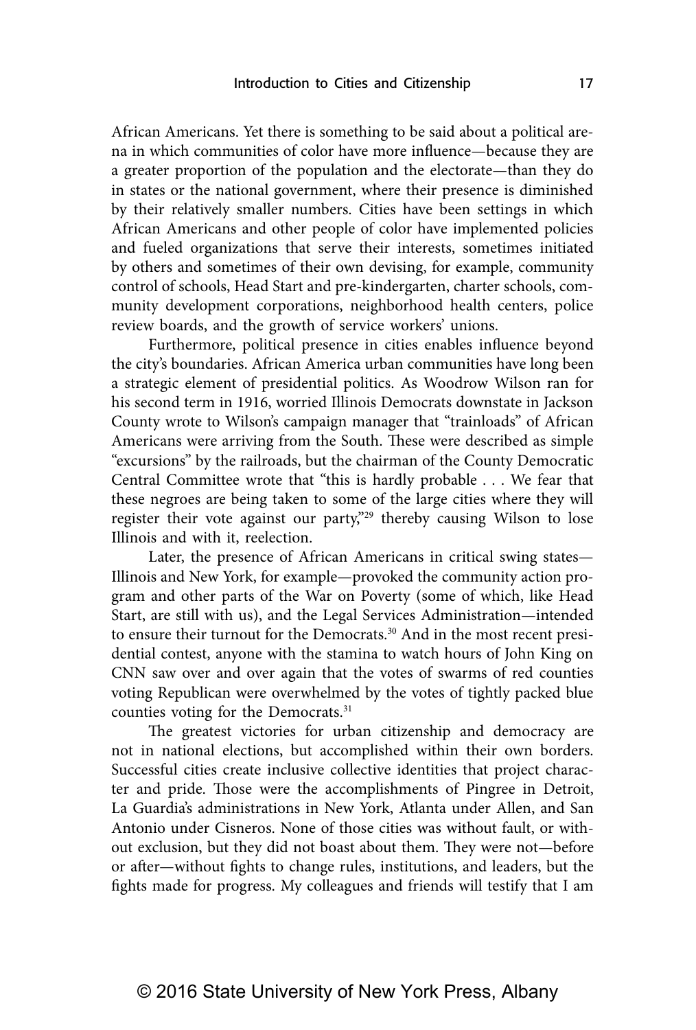African Americans. Yet there is something to be said about a political arena in which communities of color have more influence—because they are a greater proportion of the population and the electorate—than they do in states or the national government, where their presence is diminished by their relatively smaller numbers. Cities have been settings in which African Americans and other people of color have implemented policies and fueled organizations that serve their interests, sometimes initiated by others and sometimes of their own devising, for example, community control of schools, Head Start and pre-kindergarten, charter schools, community development corporations, neighborhood health centers, police review boards, and the growth of service workers' unions.

Furthermore, political presence in cities enables influence beyond the city's boundaries. African America urban communities have long been a strategic element of presidential politics. As Woodrow Wilson ran for his second term in 1916, worried Illinois Democrats downstate in Jackson County wrote to Wilson's campaign manager that "trainloads" of African Americans were arriving from the South. These were described as simple "excursions" by the railroads, but the chairman of the County Democratic Central Committee wrote that "this is hardly probable . . . We fear that these negroes are being taken to some of the large cities where they will register their vote against our party,"[29] thereby causing Wilson to lose Illinois and with it, reelection.

Later, the presence of African Americans in critical swing states—Illinois and New York, for example—provoked the community action program and other parts of the War on Poverty (some of which, like Head Start, are still with us), and the Legal Services Administration—intended to ensure their turnout for the Democrats.[30] And in the most recent presidential contest, anyone with the stamina to watch hours of John King on CNN saw over and over again that the votes of swarms of red counties voting Republican were overwhelmed by the votes of tightly packed blue counties voting for the Democrats.[31]

The greatest victories for urban citizenship and democracy are not in national elections, but accomplished within their own borders. Successful cities create inclusive collective identities that project character and pride. Those were the accomplishments of Pingree in Detroit, La Guardia's administrations in New York, Atlanta under Allen, and San Antonio under Cisneros. None of those cities was without fault, or without exclusion, but they did not boast about them. They were not—before or after—without fights to change rules, institutions, and leaders, but the fights made for progress. My colleagues and friends will testify that I am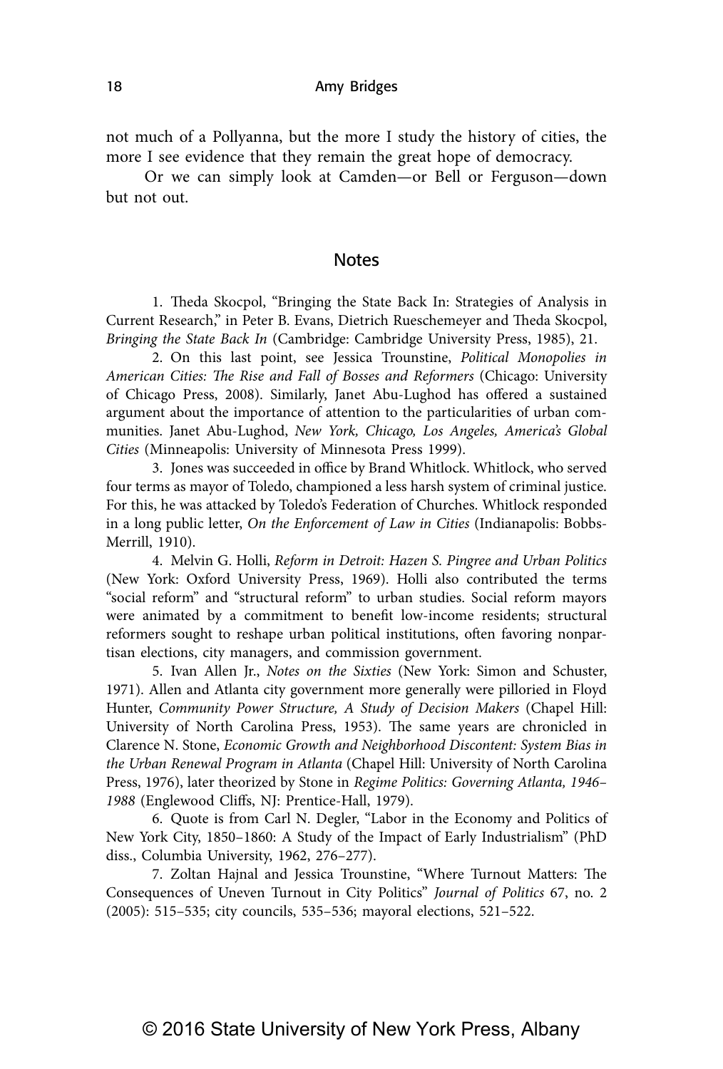not much of a Pollyanna, but the more I study the history of cities, the more I see evidence that they remain the great hope of democracy.

Or we can simply look at Camden—or Bell or Ferguson—down but not out.

## Notes

1. Theda Skocpol, "Bringing the State Back In: Strategies of Analysis in Current Research," in Peter B. Evans, Dietrich Rueschemeyer and Theda Skocpol, *Bringing the State Back In* (Cambridge: Cambridge University Press, 1985), 21.

2. On this last point, see Jessica Trounstine, *Political Monopolies in American Cities: The Rise and Fall of Bosses and Reformers* (Chicago: University of Chicago Press, 2008). Similarly, Janet Abu-Lughod has offered a sustained argument about the importance of attention to the particularities of urban communities. Janet Abu-Lughod, *New York, Chicago, Los Angeles, America's Global Cities* (Minneapolis: University of Minnesota Press 1999).

3. Jones was succeeded in office by Brand Whitlock. Whitlock, who served four terms as mayor of Toledo, championed a less harsh system of criminal justice. For this, he was attacked by Toledo's Federation of Churches. Whitlock responded in a long public letter, *On the Enforcement of Law in Cities* (Indianapolis: Bobbs-Merrill, 1910).

4. Melvin G. Holli, *Reform in Detroit: Hazen S. Pingree and Urban Politics* (New York: Oxford University Press, 1969). Holli also contributed the terms "social reform" and "structural reform" to urban studies. Social reform mayors were animated by a commitment to benefit low-income residents; structural reformers sought to reshape urban political institutions, often favoring nonpartisan elections, city managers, and commission government.

5. Ivan Allen Jr., *Notes on the Sixties* (New York: Simon and Schuster, 1971). Allen and Atlanta city government more generally were pilloried in Floyd Hunter, *Community Power Structure, A Study of Decision Makers* (Chapel Hill: University of North Carolina Press, 1953). The same years are chronicled in Clarence N. Stone, *Economic Growth and Neighborhood Discontent: System Bias in the Urban Renewal Program in Atlanta* (Chapel Hill: University of North Carolina Press, 1976), later theorized by Stone in *Regime Politics: Governing Atlanta, 1946–1988* (Englewood Cliffs, NJ: Prentice-Hall, 1979).

6. Quote is from Carl N. Degler, "Labor in the Economy and Politics of New York City, 1850–1860: A Study of the Impact of Early Industrialism" (PhD diss., Columbia University, 1962, 276–277).

7. Zoltan Hajnal and Jessica Trounstine, "Where Turnout Matters: The Consequences of Uneven Turnout in City Politics" *Journal of Politics* 67, no. 2 (2005): 515–535; city councils, 535–536; mayoral elections, 521–522.

© 2016 State University of New York Press, Albany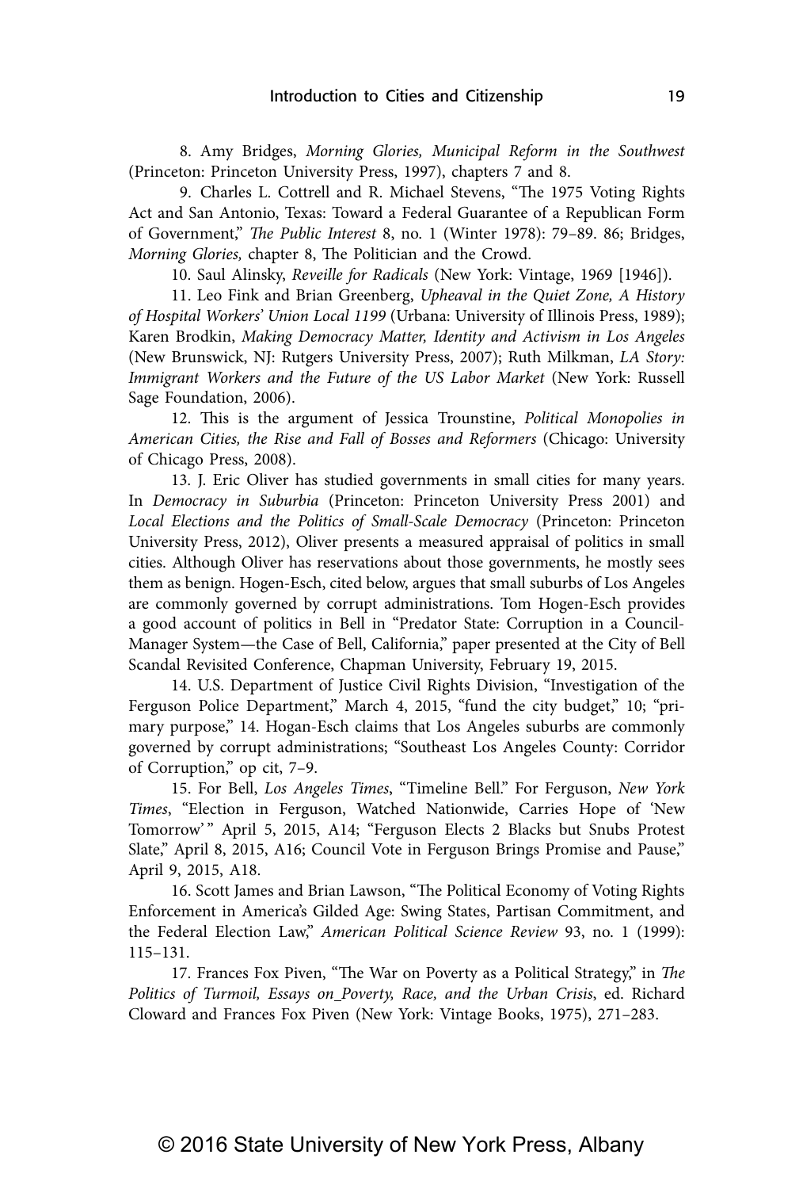8. Amy Bridges, *Morning Glories, Municipal Reform in the Southwest* (Princeton: Princeton University Press, 1997), chapters 7 and 8.

9. Charles L. Cottrell and R. Michael Stevens, "The 1975 Voting Rights Act and San Antonio, Texas: Toward a Federal Guarantee of a Republican Form of Government," *The Public Interest* 8, no. 1 (Winter 1978): 79–89. 86; Bridges, *Morning Glories,* chapter 8, The Politician and the Crowd.

10. Saul Alinsky, *Reveille for Radicals* (New York: Vintage, 1969 [1946]).

11. Leo Fink and Brian Greenberg, *Upheaval in the Quiet Zone, A History of Hospital Workers' Union Local 1199* (Urbana: University of Illinois Press, 1989); Karen Brodkin, *Making Democracy Matter, Identity and Activism in Los Angeles* (New Brunswick, NJ: Rutgers University Press, 2007); Ruth Milkman, *LA Story: Immigrant Workers and the Future of the US Labor Market* (New York: Russell Sage Foundation, 2006).

12. This is the argument of Jessica Trounstine, *Political Monopolies in American Cities, the Rise and Fall of Bosses and Reformers* (Chicago: University of Chicago Press, 2008).

13. J. Eric Oliver has studied governments in small cities for many years. In *Democracy in Suburbia* (Princeton: Princeton University Press 2001) and *Local Elections and the Politics of Small-Scale Democracy* (Princeton: Princeton University Press, 2012), Oliver presents a measured appraisal of politics in small cities. Although Oliver has reservations about those governments, he mostly sees them as benign. Hogen-Esch, cited below, argues that small suburbs of Los Angeles are commonly governed by corrupt administrations. Tom Hogen-Esch provides a good account of politics in Bell in "Predator State: Corruption in a Council-Manager System—the Case of Bell, California," paper presented at the City of Bell Scandal Revisited Conference, Chapman University, February 19, 2015.

14. U.S. Department of Justice Civil Rights Division, "Investigation of the Ferguson Police Department," March 4, 2015, "fund the city budget," 10; "primary purpose," 14. Hogan-Esch claims that Los Angeles suburbs are commonly governed by corrupt administrations; "Southeast Los Angeles County: Corridor of Corruption," op cit, 7–9.

15. For Bell, *Los Angeles Times*, "Timeline Bell." For Ferguson, *New York Times*, "Election in Ferguson, Watched Nationwide, Carries Hope of 'New Tomorrow'" April 5, 2015, A14; "Ferguson Elects 2 Blacks but Snubs Protest Slate," April 8, 2015, A16; Council Vote in Ferguson Brings Promise and Pause," April 9, 2015, A18.

16. Scott James and Brian Lawson, "The Political Economy of Voting Rights Enforcement in America's Gilded Age: Swing States, Partisan Commitment, and the Federal Election Law," *American Political Science Review* 93, no. 1 (1999): 115–131.

17. Frances Fox Piven, "The War on Poverty as a Political Strategy," in *The Politics of Turmoil, Essays on_Poverty, Race, and the Urban Crisis*, ed. Richard Cloward and Frances Fox Piven (New York: Vintage Books, 1975), 271–283.

© 2016 State University of New York Press, Albany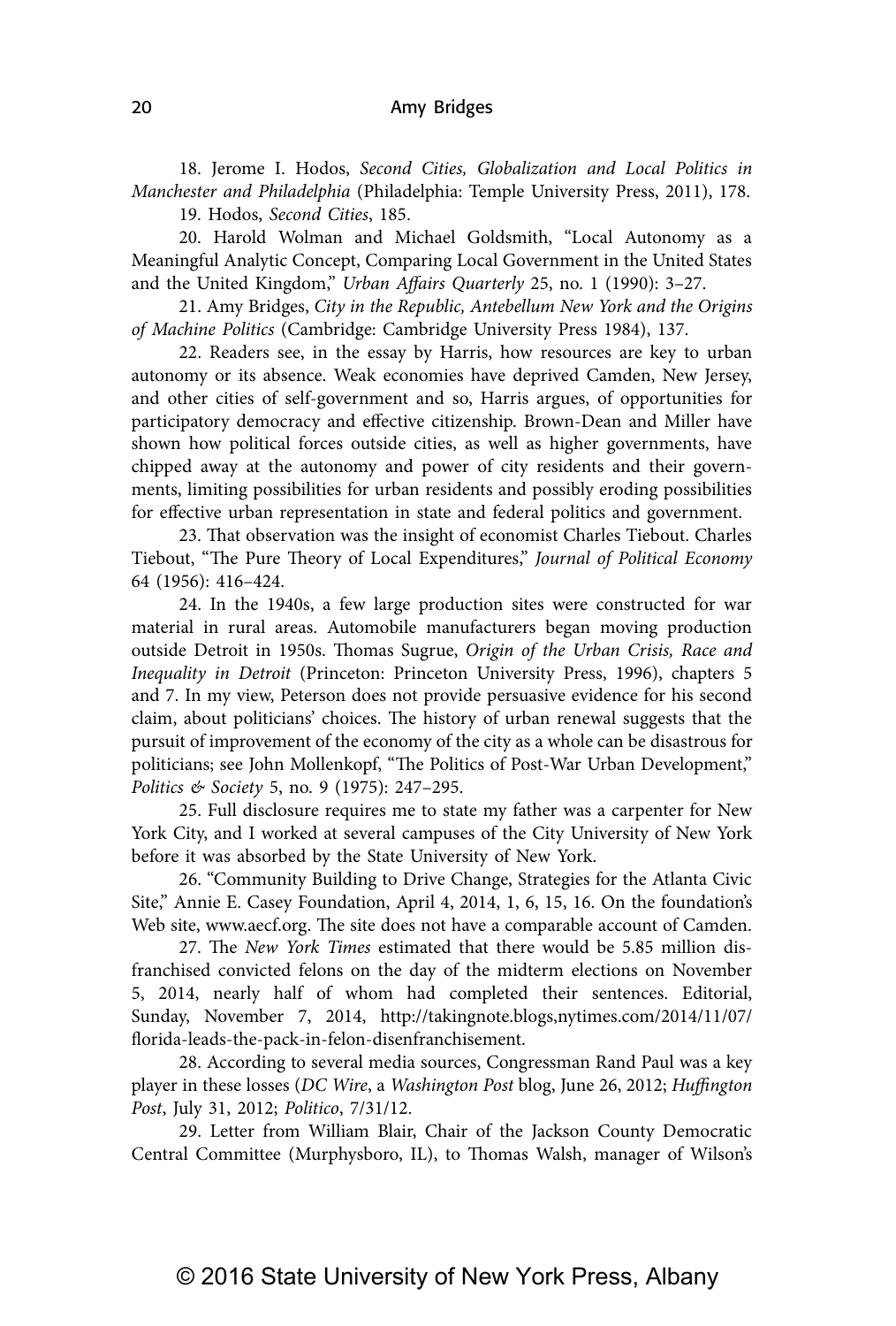18. Jerome I. Hodos, *Second Cities, Globalization and Local Politics in Manchester and Philadelphia* (Philadelphia: Temple University Press, 2011), 178.

19. Hodos, *Second Cities*, 185.

20. Harold Wolman and Michael Goldsmith, "Local Autonomy as a Meaningful Analytic Concept, Comparing Local Government in the United States and the United Kingdom," *Urban Affairs Quarterly* 25, no. 1 (1990): 3–27.

21. Amy Bridges, *City in the Republic, Antebellum New York and the Origins of Machine Politics* (Cambridge: Cambridge University Press 1984), 137.

22. Readers see, in the essay by Harris, how resources are key to urban autonomy or its absence. Weak economies have deprived Camden, New Jersey, and other cities of self-government and so, Harris argues, of opportunities for participatory democracy and effective citizenship. Brown-Dean and Miller have shown how political forces outside cities, as well as higher governments, have chipped away at the autonomy and power of city residents and their governments, limiting possibilities for urban residents and possibly eroding possibilities for effective urban representation in state and federal politics and government.

23. That observation was the insight of economist Charles Tiebout. Charles Tiebout, "The Pure Theory of Local Expenditures," *Journal of Political Economy* 64 (1956): 416–424.

24. In the 1940s, a few large production sites were constructed for war material in rural areas. Automobile manufacturers began moving production outside Detroit in 1950s. Thomas Sugrue, *Origin of the Urban Crisis, Race and Inequality in Detroit* (Princeton: Princeton University Press, 1996), chapters 5 and 7. In my view, Peterson does not provide persuasive evidence for his second claim, about politicians' choices. The history of urban renewal suggests that the pursuit of improvement of the economy of the city as a whole can be disastrous for politicians; see John Mollenkopf, "The Politics of Post-War Urban Development," *Politics & Society* 5, no. 9 (1975): 247–295.

25. Full disclosure requires me to state my father was a carpenter for New York City, and I worked at several campuses of the City University of New York before it was absorbed by the State University of New York.

26. "Community Building to Drive Change, Strategies for the Atlanta Civic Site," Annie E. Casey Foundation, April 4, 2014, 1, 6, 15, 16. On the foundation's Web site, www.aecf.org. The site does not have a comparable account of Camden.

27. The *New York Times* estimated that there would be 5.85 million disfranchised convicted felons on the day of the midterm elections on November 5, 2014, nearly half of whom had completed their sentences. Editorial, Sunday, November 7, 2014, http://takingnote.blogs,nytimes.com/2014/11/07/florida-leads-the-pack-in-felon-disenfranchisement.

28. According to several media sources, Congressman Rand Paul was a key player in these losses (*DC Wire*, a *Washington Post* blog, June 26, 2012; *Huffington Post*, July 31, 2012; *Politico*, 7/31/12.

29. Letter from William Blair, Chair of the Jackson County Democratic Central Committee (Murphysboro, IL), to Thomas Walsh, manager of Wilson's

© 2016 State University of New York Press, Albany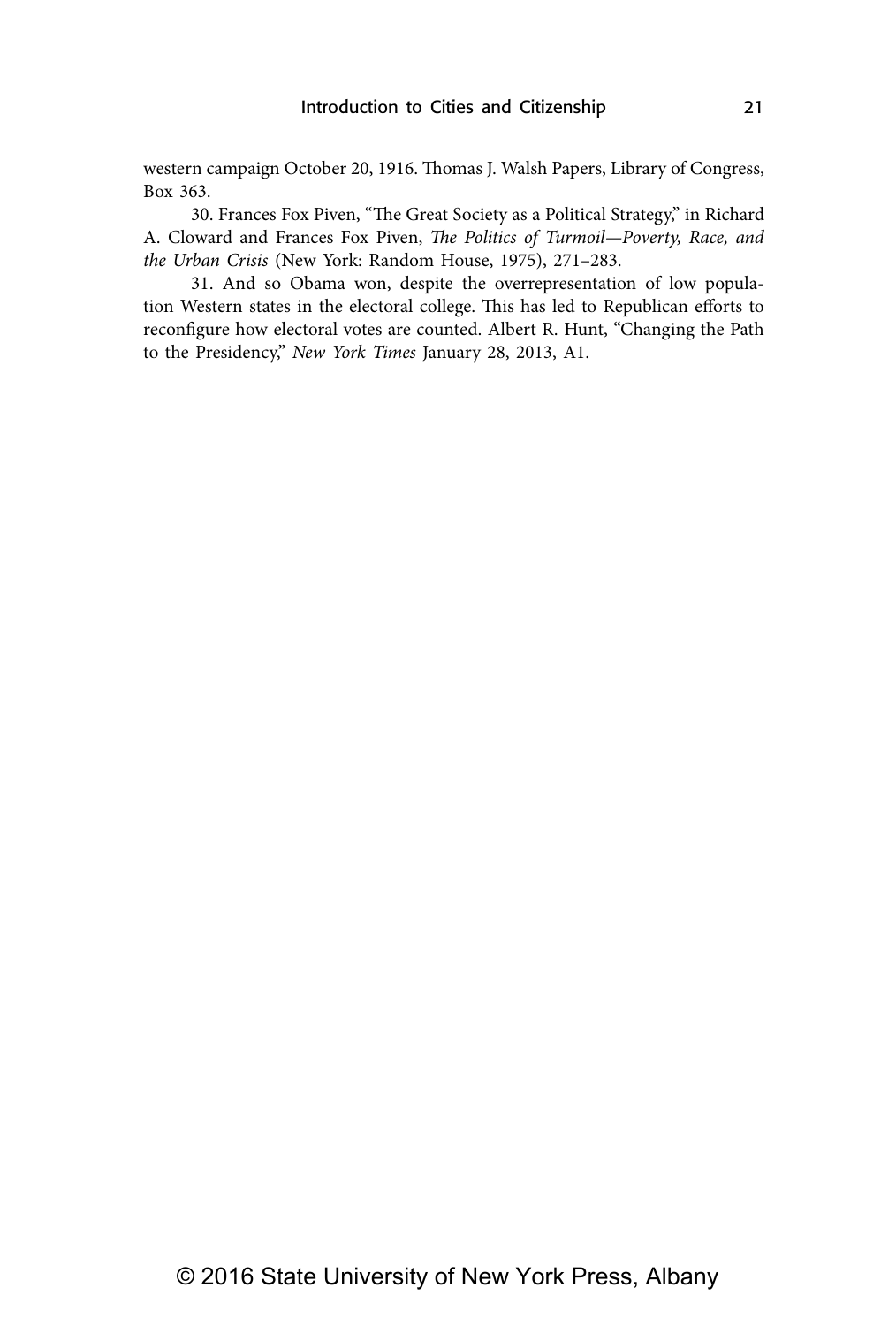western campaign October 20, 1916. Thomas J. Walsh Papers, Library of Congress, Box 363.

30. Frances Fox Piven, "The Great Society as a Political Strategy," in Richard A. Cloward and Frances Fox Piven, *The Politics of Turmoil—Poverty, Race, and the Urban Crisis* (New York: Random House, 1975), 271–283.

31. And so Obama won, despite the overrepresentation of low population Western states in the electoral college. This has led to Republican efforts to reconfigure how electoral votes are counted. Albert R. Hunt, "Changing the Path to the Presidency," *New York Times* January 28, 2013, A1.

© 2016 State University of New York Press, Albany